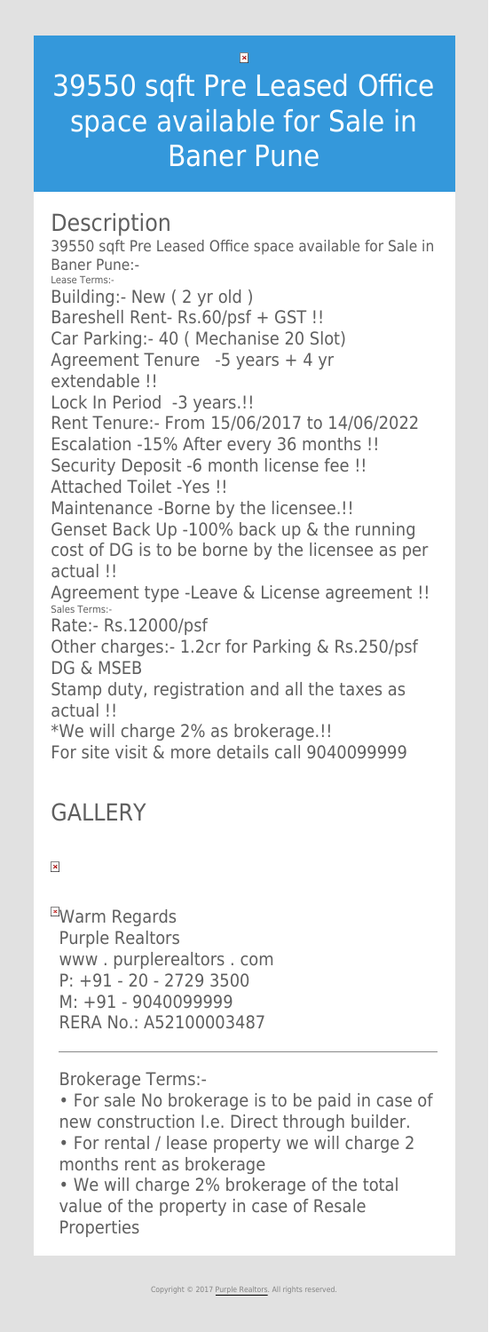# 39550 sqft Pre Leased Office space available for Sale in Baner Pune

## Description

39550 sqft Pre Leased Office space available for Sale in Baner Pune:-

Lease Terms:-

Building:- New ( 2 yr old )
Bareshell Rent- Rs.60/psf + GST !!
Car Parking:- 40 ( Mechanise 20 Slot)
Agreement Tenure -5 years + 4 yr extendable !!
Lock In Period -3 years.!!
Rent Tenure:- From 15/06/2017 to 14/06/2022
Escalation -15% After every 36 months !!
Security Deposit -6 month license fee !!
Attached Toilet -Yes !!
Maintenance -Borne by the licensee.!!
Genset Back Up -100% back up & the running cost of DG is to be borne by the licensee as per actual !!
Agreement type -Leave & License agreement !!

Sales Terms:-

Rate:- Rs.12000/psf
Other charges:- 1.2cr for Parking & Rs.250/psf DG & MSEB
Stamp duty, registration and all the taxes as actual !!
*We will charge 2% as brokerage.!!
For site visit & more details call 9040099999

## GALLERY

Warm Regards
Purple Realtors
www . purplerealtors . com
P: +91 - 20 - 2729 3500
M: +91 - 9040099999
RERA No.: A52100003487

---

Brokerage Terms:-

• For sale No brokerage is to be paid in case of new construction I.e. Direct through builder.
• For rental / lease property we will charge 2 months rent as brokerage
• We will charge 2% brokerage of the total value of the property in case of Resale Properties

Copyright © 2017 Purple Realtors. All rights reserved.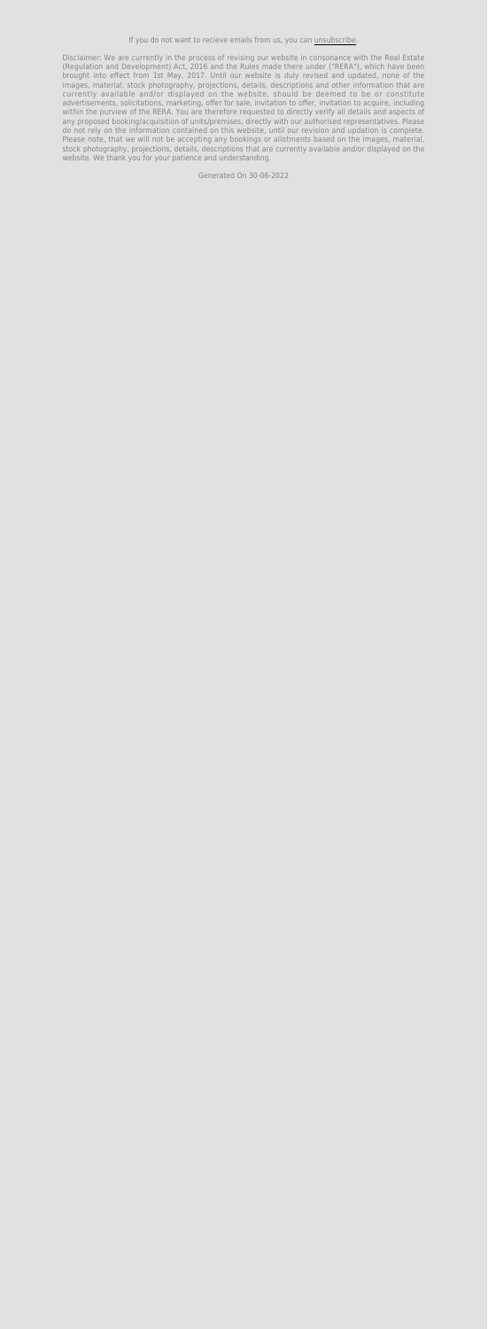If you do not want to recieve emails from us, you can unsubscribe.

Disclaimer: We are currently in the process of revising our website in consonance with the Real Estate (Regulation and Development) Act, 2016 and the Rules made there under ("RERA"), which have been brought into effect from 1st May, 2017. Until our website is duly revised and updated, none of the images, material, stock photography, projections, details, descriptions and other information that are currently available and/or displayed on the website, should be deemed to be or constitute advertisements, solicitations, marketing, offer for sale, invitation to offer, invitation to acquire, including within the purview of the RERA. You are therefore requested to directly verify all details and aspects of any proposed booking/acquisition of units/premises, directly with our authorised representatives. Please do not rely on the information contained on this website, until our revision and updation is complete. Please note, that we will not be accepting any bookings or allotments based on the images, material, stock photography, projections, details, descriptions that are currently available and/or displayed on the website. We thank you for your patience and understanding.

Generated On 30-06-2022